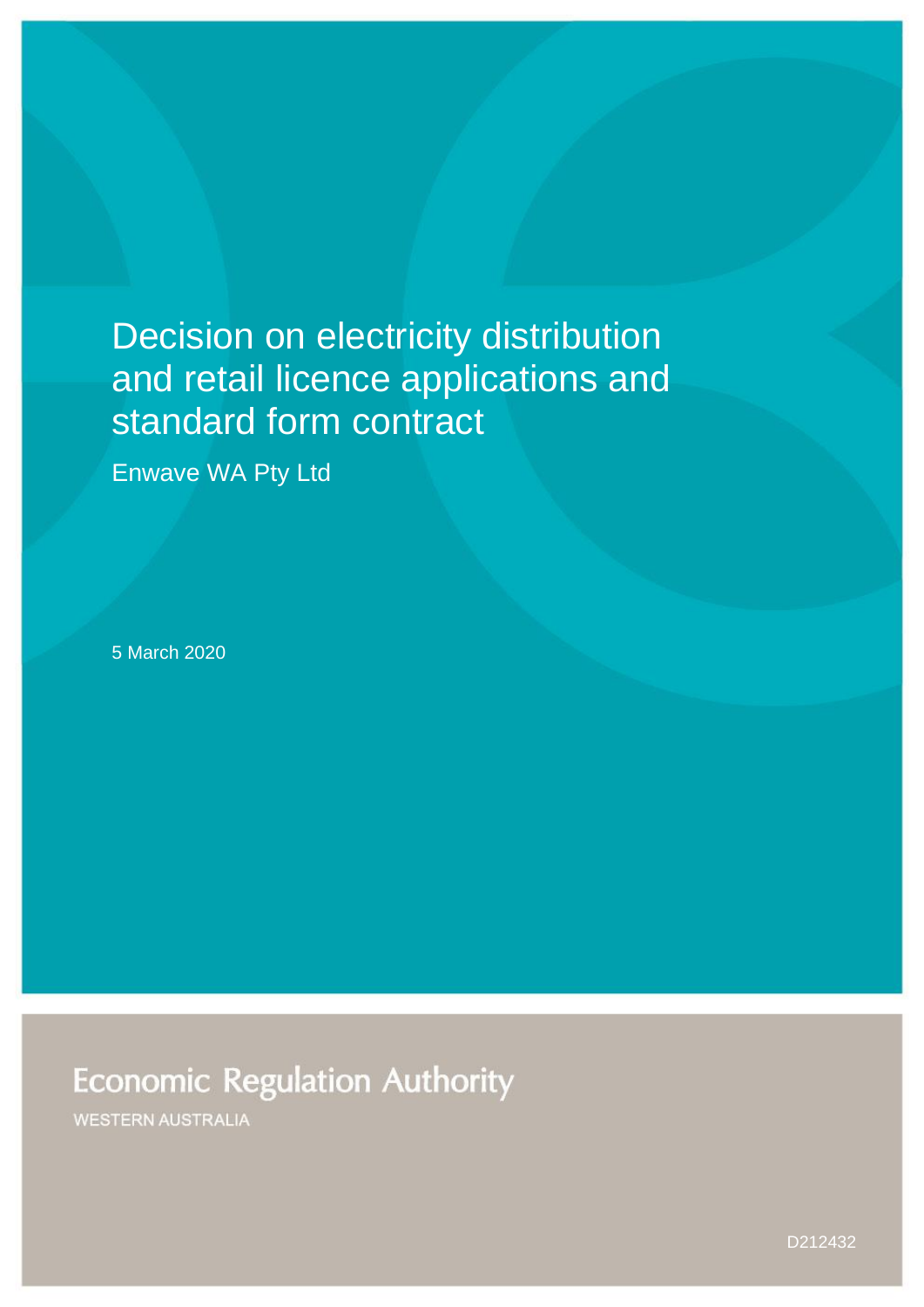# Decision on electricity distribution and retail licence applications and standard form contract

Enwave WA Pty Ltd

5 March 2020

Economic Regulation Authority

WESTERN AUSTRALIA

D212432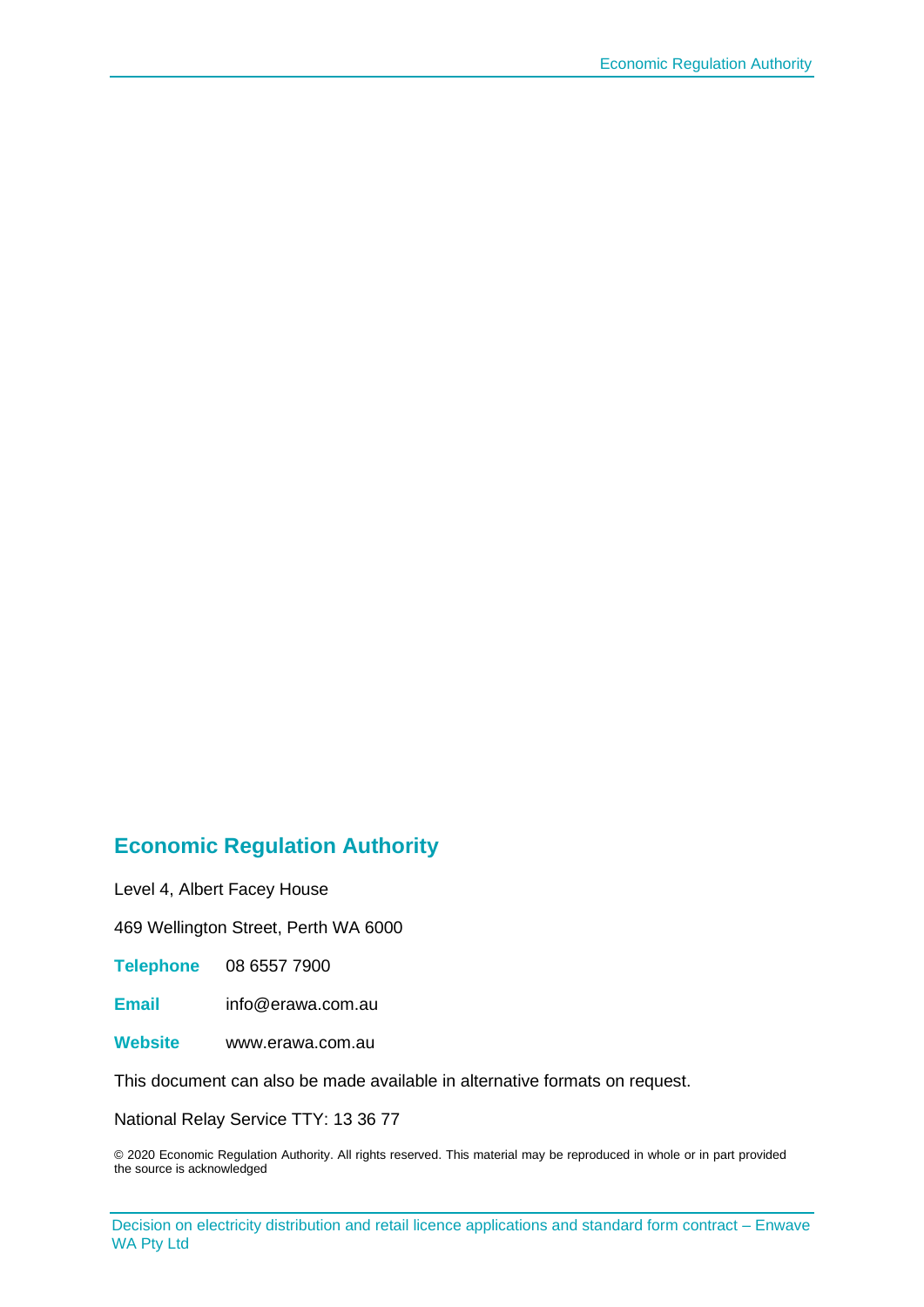## Economic Regulation Authority

Level 4, Albert Facey House

469 Wellington Street, Perth WA 6000

**Telephone** 08 6557 7900

**Email** info@erawa.com.au

**Website** www.erawa.com.au

This document can also be made available in alternative formats on request.

National Relay Service TTY: 13 36 77

© 2020 Economic Regulation Authority. All rights reserved. This material may be reproduced in whole or in part provided the source is acknowledged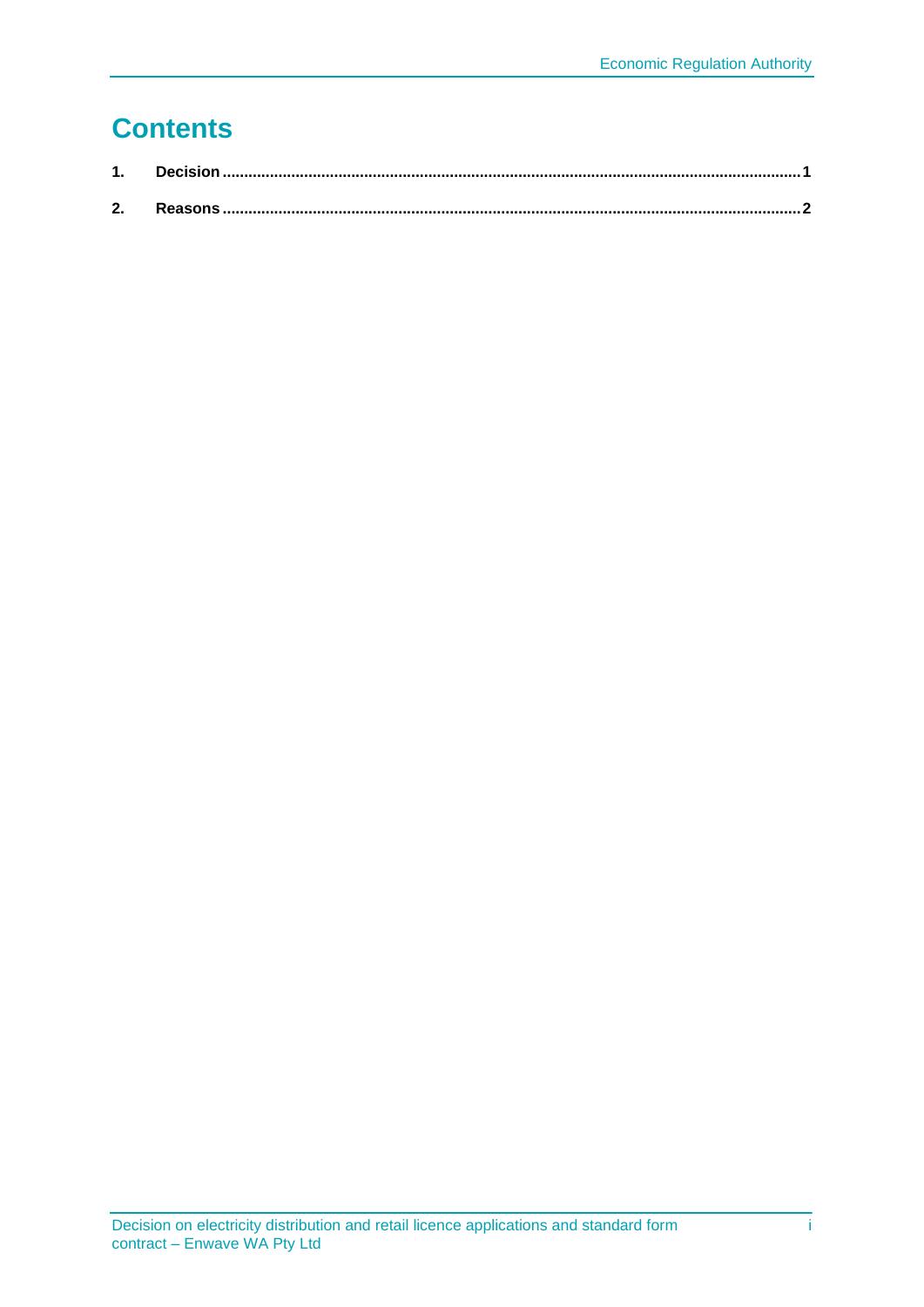# Contents

1. Decision ........................................................................................................................................ 1

2. Reasons ........................................................................................................................................ 2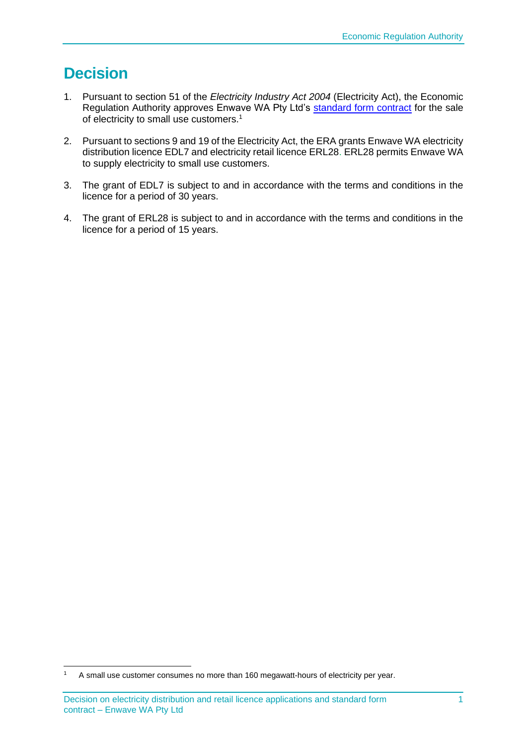# Decision

1. Pursuant to section 51 of the *Electricity Industry Act 2004* (Electricity Act), the Economic Regulation Authority approves Enwave WA Pty Ltd's [standard form contract]() for the sale of electricity to small use customers.[1]

2. Pursuant to sections 9 and 19 of the Electricity Act, the ERA grants Enwave WA electricity distribution licence EDL7 and electricity retail licence ERL28. ERL28 permits Enwave WA to supply electricity to small use customers.

3. The grant of EDL7 is subject to and in accordance with the terms and conditions in the licence for a period of 30 years.

4. The grant of ERL28 is subject to and in accordance with the terms and conditions in the licence for a period of 15 years.

---

[1] A small use customer consumes no more than 160 megawatt-hours of electricity per year.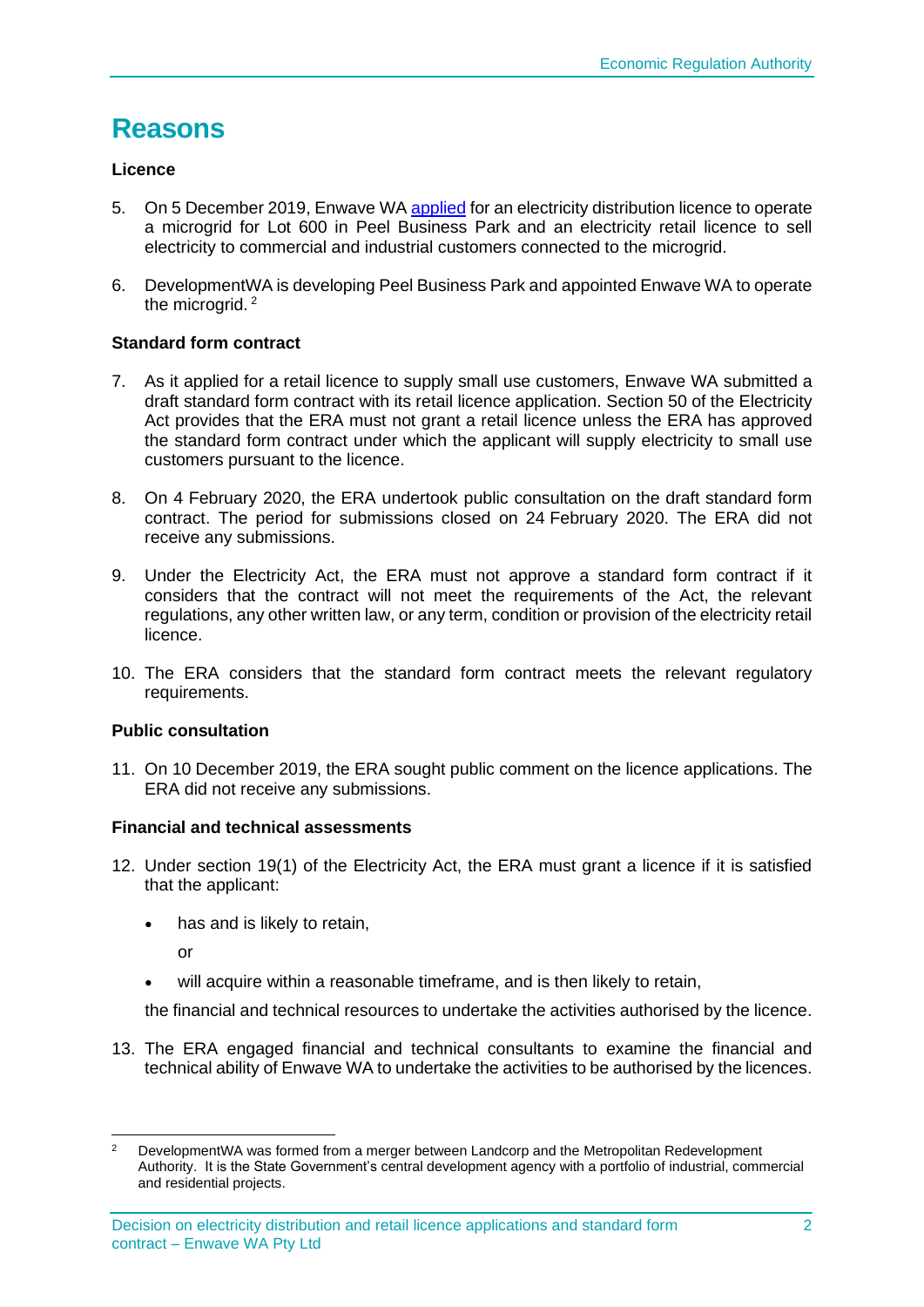# Reasons

### Licence

5. On 5 December 2019, Enwave WA applied for an electricity distribution licence to operate a microgrid for Lot 600 in Peel Business Park and an electricity retail licence to sell electricity to commercial and industrial customers connected to the microgrid.

6. DevelopmentWA is developing Peel Business Park and appointed Enwave WA to operate the microgrid.[2]

### Standard form contract

7. As it applied for a retail licence to supply small use customers, Enwave WA submitted a draft standard form contract with its retail licence application. Section 50 of the Electricity Act provides that the ERA must not grant a retail licence unless the ERA has approved the standard form contract under which the applicant will supply electricity to small use customers pursuant to the licence.

8. On 4 February 2020, the ERA undertook public consultation on the draft standard form contract. The period for submissions closed on 24 February 2020. The ERA did not receive any submissions.

9. Under the Electricity Act, the ERA must not approve a standard form contract if it considers that the contract will not meet the requirements of the Act, the relevant regulations, any other written law, or any term, condition or provision of the electricity retail licence.

10. The ERA considers that the standard form contract meets the relevant regulatory requirements.

### Public consultation

11. On 10 December 2019, the ERA sought public comment on the licence applications. The ERA did not receive any submissions.

### Financial and technical assessments

12. Under section 19(1) of the Electricity Act, the ERA must grant a licence if it is satisfied that the applicant:

    - has and is likely to retain,

      or

    - will acquire within a reasonable timeframe, and is then likely to retain,

    the financial and technical resources to undertake the activities authorised by the licence.

13. The ERA engaged financial and technical consultants to examine the financial and technical ability of Enwave WA to undertake the activities to be authorised by the licences.

---

[2] DevelopmentWA was formed from a merger between Landcorp and the Metropolitan Redevelopment Authority. It is the State Government's central development agency with a portfolio of industrial, commercial and residential projects.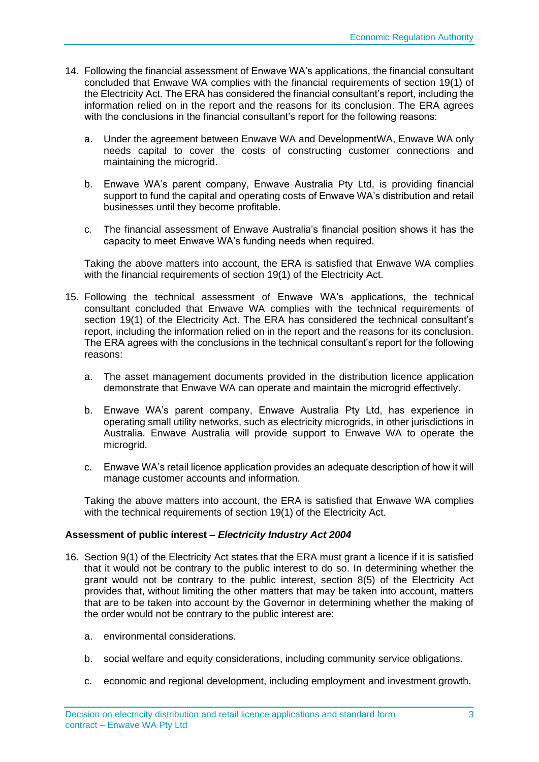14. Following the financial assessment of Enwave WA's applications, the financial consultant concluded that Enwave WA complies with the financial requirements of section 19(1) of the Electricity Act. The ERA has considered the financial consultant's report, including the information relied on in the report and the reasons for its conclusion. The ERA agrees with the conclusions in the financial consultant's report for the following reasons:

    a. Under the agreement between Enwave WA and DevelopmentWA, Enwave WA only needs capital to cover the costs of constructing customer connections and maintaining the microgrid.

    b. Enwave WA's parent company, Enwave Australia Pty Ltd, is providing financial support to fund the capital and operating costs of Enwave WA's distribution and retail businesses until they become profitable.

    c. The financial assessment of Enwave Australia's financial position shows it has the capacity to meet Enwave WA's funding needs when required.

    Taking the above matters into account, the ERA is satisfied that Enwave WA complies with the financial requirements of section 19(1) of the Electricity Act.

15. Following the technical assessment of Enwave WA's applications, the technical consultant concluded that Enwave WA complies with the technical requirements of section 19(1) of the Electricity Act. The ERA has considered the technical consultant's report, including the information relied on in the report and the reasons for its conclusion. The ERA agrees with the conclusions in the technical consultant's report for the following reasons:

    a. The asset management documents provided in the distribution licence application demonstrate that Enwave WA can operate and maintain the microgrid effectively.

    b. Enwave WA's parent company, Enwave Australia Pty Ltd, has experience in operating small utility networks, such as electricity microgrids, in other jurisdictions in Australia. Enwave Australia will provide support to Enwave WA to operate the microgrid.

    c. Enwave WA's retail licence application provides an adequate description of how it will manage customer accounts and information.

    Taking the above matters into account, the ERA is satisfied that Enwave WA complies with the technical requirements of section 19(1) of the Electricity Act.

**Assessment of public interest – *Electricity Industry Act 2004***

16. Section 9(1) of the Electricity Act states that the ERA must grant a licence if it is satisfied that it would not be contrary to the public interest to do so. In determining whether the grant would not be contrary to the public interest, section 8(5) of the Electricity Act provides that, without limiting the other matters that may be taken into account, matters that are to be taken into account by the Governor in determining whether the making of the order would not be contrary to the public interest are:

    a. environmental considerations.

    b. social welfare and equity considerations, including community service obligations.

    c. economic and regional development, including employment and investment growth.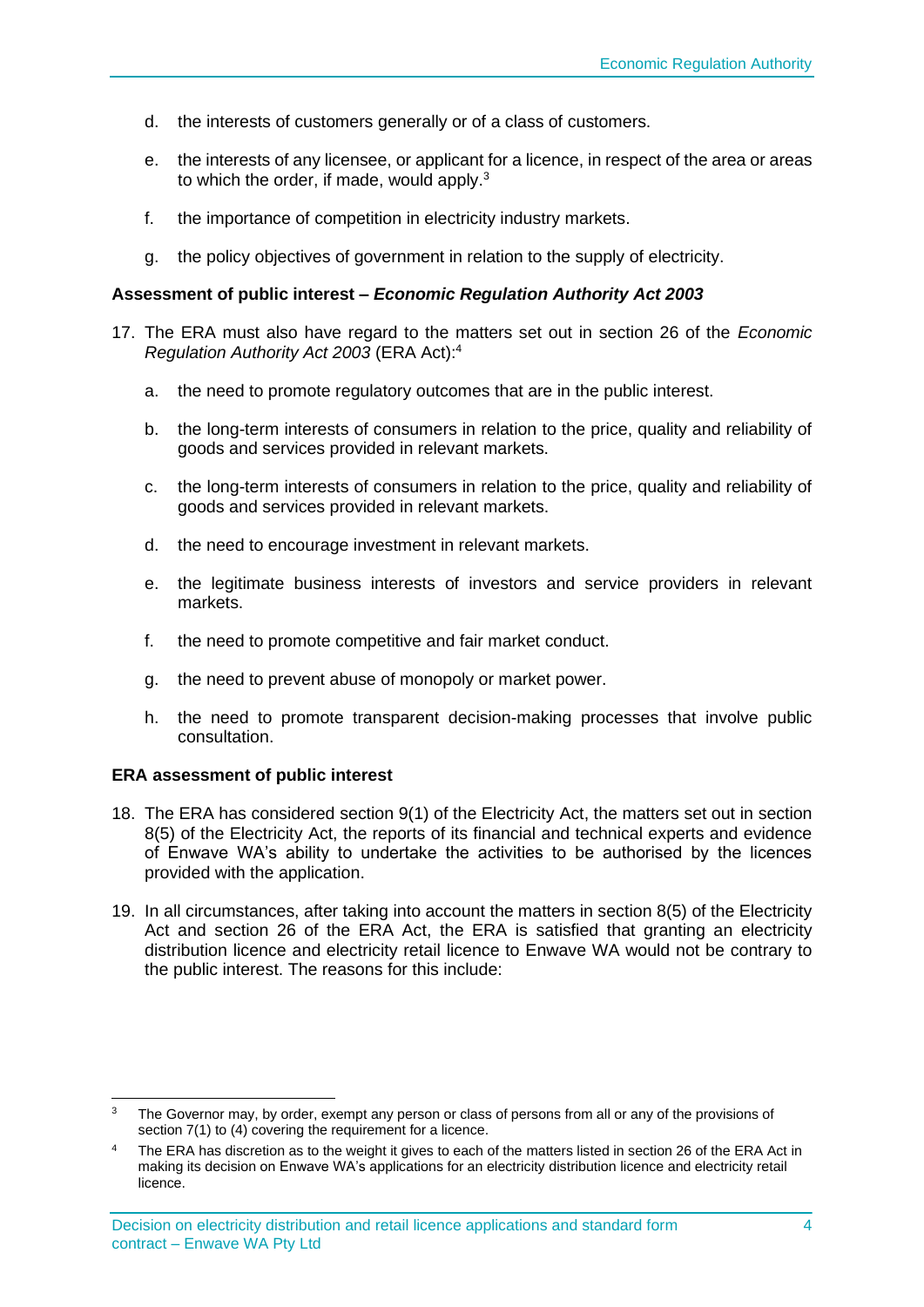d. the interests of customers generally or of a class of customers.

e. the interests of any licensee, or applicant for a licence, in respect of the area or areas to which the order, if made, would apply.[3]

f. the importance of competition in electricity industry markets.

g. the policy objectives of government in relation to the supply of electricity.

**Assessment of public interest – *Economic Regulation Authority Act 2003***

17. The ERA must also have regard to the matters set out in section 26 of the *Economic Regulation Authority Act 2003* (ERA Act):[4]

    a. the need to promote regulatory outcomes that are in the public interest.

    b. the long-term interests of consumers in relation to the price, quality and reliability of goods and services provided in relevant markets.

    c. the long-term interests of consumers in relation to the price, quality and reliability of goods and services provided in relevant markets.

    d. the need to encourage investment in relevant markets.

    e. the legitimate business interests of investors and service providers in relevant markets.

    f. the need to promote competitive and fair market conduct.

    g. the need to prevent abuse of monopoly or market power.

    h. the need to promote transparent decision-making processes that involve public consultation.

**ERA assessment of public interest**

18. The ERA has considered section 9(1) of the Electricity Act, the matters set out in section 8(5) of the Electricity Act, the reports of its financial and technical experts and evidence of Enwave WA's ability to undertake the activities to be authorised by the licences provided with the application.

19. In all circumstances, after taking into account the matters in section 8(5) of the Electricity Act and section 26 of the ERA Act, the ERA is satisfied that granting an electricity distribution licence and electricity retail licence to Enwave WA would not be contrary to the public interest. The reasons for this include:

---

[3] The Governor may, by order, exempt any person or class of persons from all or any of the provisions of section 7(1) to (4) covering the requirement for a licence.

[4] The ERA has discretion as to the weight it gives to each of the matters listed in section 26 of the ERA Act in making its decision on Enwave WA's applications for an electricity distribution licence and electricity retail licence.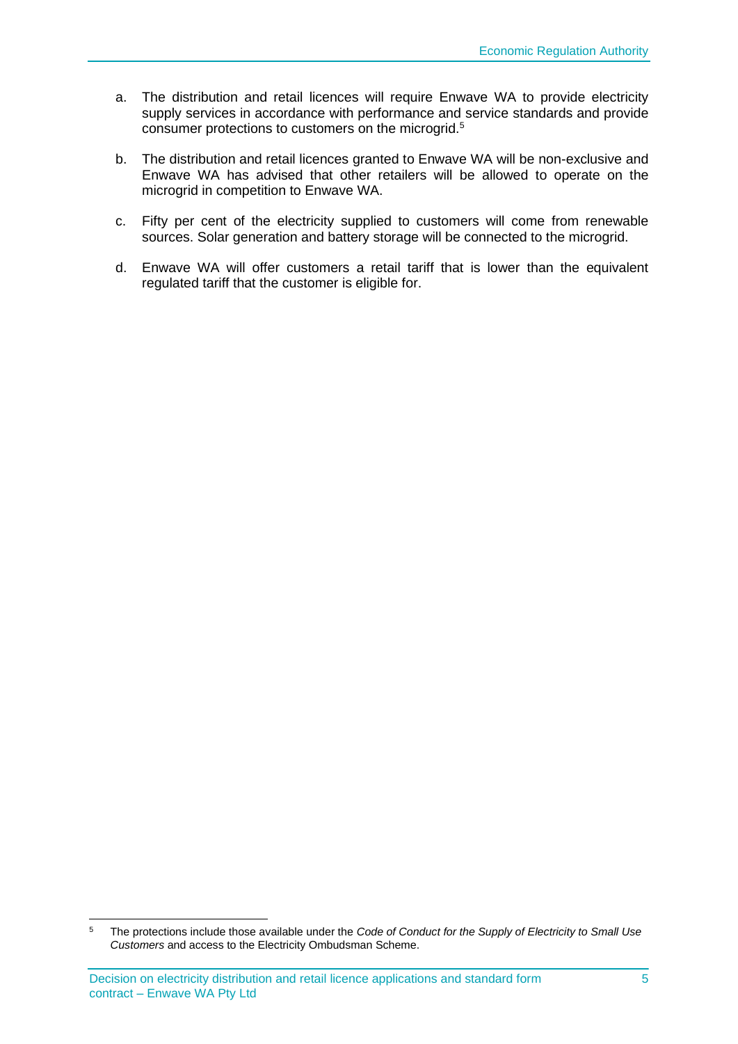a. The distribution and retail licences will require Enwave WA to provide electricity supply services in accordance with performance and service standards and provide consumer protections to customers on the microgrid.[5]

b. The distribution and retail licences granted to Enwave WA will be non-exclusive and Enwave WA has advised that other retailers will be allowed to operate on the microgrid in competition to Enwave WA.

c. Fifty per cent of the electricity supplied to customers will come from renewable sources. Solar generation and battery storage will be connected to the microgrid.

d. Enwave WA will offer customers a retail tariff that is lower than the equivalent regulated tariff that the customer is eligible for.

---

[5] The protections include those available under the *Code of Conduct for the Supply of Electricity to Small Use Customers* and access to the Electricity Ombudsman Scheme.